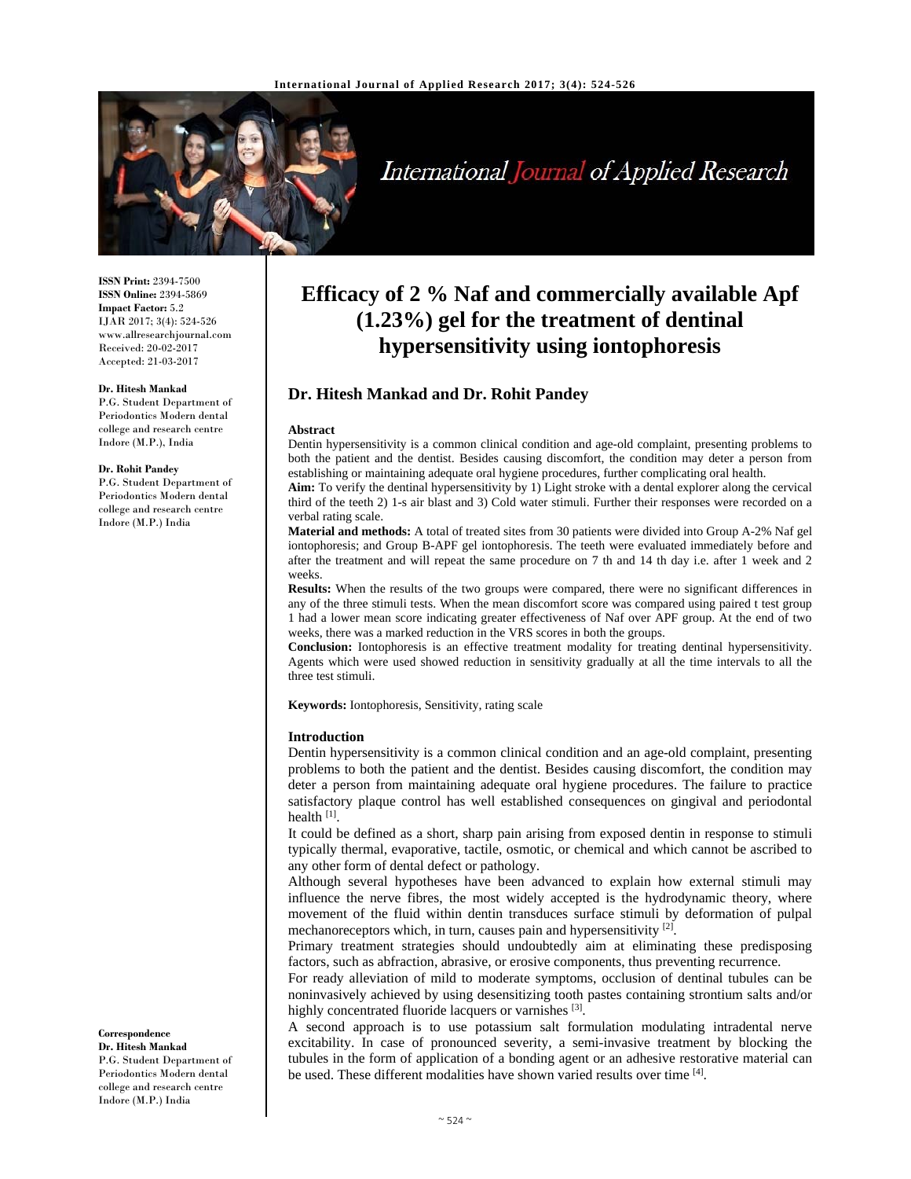**ISSN Print:** 2394-7500
**ISSN Online:** 2394-5869
**Impact Factor:** 5.2
IJAR 2017; 3(4): 524-526
www.allresearchjournal.com
Received: 20-02-2017
Accepted: 21-03-2017

**Dr. Hitesh Mankad**
P.G. Student Department of Periodontics Modern dental college and research centre Indore (M.P.), India

**Dr. Rohit Pandey**
P.G. Student Department of Periodontics Modern dental college and research centre Indore (M.P.) India

**Correspondence**
**Dr. Hitesh Mankad**
P.G. Student Department of Periodontics Modern dental college and research centre Indore (M.P.) India

# Efficacy of 2 % Naf and commercially available Apf (1.23%) gel for the treatment of dentinal hypersensitivity using iontophoresis

## Dr. Hitesh Mankad and Dr. Rohit Pandey

### Abstract

Dentin hypersensitivity is a common clinical condition and age-old complaint, presenting problems to both the patient and the dentist. Besides causing discomfort, the condition may deter a person from establishing or maintaining adequate oral hygiene procedures, further complicating oral health.

**Aim:** To verify the dentinal hypersensitivity by 1) Light stroke with a dental explorer along the cervical third of the teeth 2) 1-s air blast and 3) Cold water stimuli. Further their responses were recorded on a verbal rating scale.

**Material and methods:** A total of treated sites from 30 patients were divided into Group A-2% Naf gel iontophoresis; and Group B-APF gel iontophoresis. The teeth were evaluated immediately before and after the treatment and will repeat the same procedure on 7 th and 14 th day i.e. after 1 week and 2 weeks.

**Results:** When the results of the two groups were compared, there were no significant differences in any of the three stimuli tests. When the mean discomfort score was compared using paired t test group 1 had a lower mean score indicating greater effectiveness of Naf over APF group. At the end of two weeks, there was a marked reduction in the VRS scores in both the groups.

**Conclusion:** Iontophoresis is an effective treatment modality for treating dentinal hypersensitivity. Agents which were used showed reduction in sensitivity gradually at all the time intervals to all the three test stimuli.

**Keywords:** Iontophoresis, Sensitivity, rating scale

### Introduction

Dentin hypersensitivity is a common clinical condition and an age-old complaint, presenting problems to both the patient and the dentist. Besides causing discomfort, the condition may deter a person from maintaining adequate oral hygiene procedures. The failure to practice satisfactory plaque control has well established consequences on gingival and periodontal health [1].

It could be defined as a short, sharp pain arising from exposed dentin in response to stimuli typically thermal, evaporative, tactile, osmotic, or chemical and which cannot be ascribed to any other form of dental defect or pathology.

Although several hypotheses have been advanced to explain how external stimuli may influence the nerve fibres, the most widely accepted is the hydrodynamic theory, where movement of the fluid within dentin transduces surface stimuli by deformation of pulpal mechanoreceptors which, in turn, causes pain and hypersensitivity [2].

Primary treatment strategies should undoubtedly aim at eliminating these predisposing factors, such as abfraction, abrasive, or erosive components, thus preventing recurrence.

For ready alleviation of mild to moderate symptoms, occlusion of dentinal tubules can be noninvasively achieved by using desensitizing tooth pastes containing strontium salts and/or highly concentrated fluoride lacquers or varnishes [3].

A second approach is to use potassium salt formulation modulating intradental nerve excitability. In case of pronounced severity, a semi-invasive treatment by blocking the tubules in the form of application of a bonding agent or an adhesive restorative material can be used. These different modalities have shown varied results over time [4].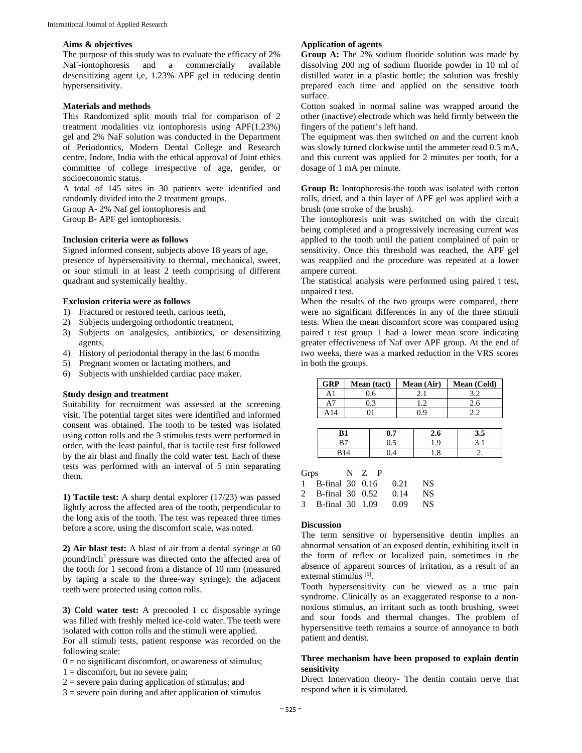**Aims & objectives**

The purpose of this study was to evaluate the efficacy of 2% NaF-iontophoresis and a commercially available desensitizing agent i,e, 1.23% APF gel in reducing dentin hypersensitivity.

**Materials and methods**

This Randomized split mouth trial for comparison of 2 treatment modalities viz iontophoresis using APF(1.23%) gel and 2% NaF solution was conducted in the Department of Periodontics, Modern Dental College and Research centre, Indore, India with the ethical approval of Joint ethics committee of college irrespective of age, gender, or socioeconomic status.

A total of 145 sites in 30 patients were identified and randomly divided into the 2 treatment groups.

Group A- 2% Naf gel iontophoresis and

Group B- APF gel iontophoresis.

**Inclusion criteria were as follows**

Signed informed consent, subjects above 18 years of age,

presence of hypersensitivity to thermal, mechanical, sweet, or sour stimuli in at least 2 teeth comprising of different quadrant and systemically healthy.

**Exclusion criteria were as follows**

1) Fractured or restored teeth, carious teeth,
2) Subjects undergoing orthodontic treatment,
3) Subjects on analgesics, antibiotics, or desensitizing agents,
4) History of periodontal therapy in the last 6 months
5) Pregnant women or lactating mothers, and
6) Subjects with unshielded cardiac pace maker.

**Study design and treatment**

Suitability for recruitment was assessed at the screening visit. The potential target sites were identified and informed consent was obtained. The tooth to be tested was isolated using cotton rolls and the 3 stimulus tests were performed in order, with the least painful, that is tactile test first followed by the air blast and finally the cold water test. Each of these tests was performed with an interval of 5 min separating them.

**1) Tactile test:** A sharp dental explorer (17/23) was passed lightly across the affected area of the tooth, perpendicular to the long axis of the tooth. The test was repeated three times before a score, using the discomfort scale, was noted.

**2) Air blast test:** A blast of air from a dental syringe at 60 pound/inch$^2$ pressure was directed onto the affected area of the tooth for 1 second from a distance of 10 mm (measured by taping a scale to the three-way syringe); the adjacent teeth were protected using cotton rolls.

**3) Cold water test:** A precooled 1 cc disposable syringe was filled with freshly melted ice-cold water. The teeth were isolated with cotton rolls and the stimuli were applied.

For all stimuli tests, patient response was recorded on the following scale:

0 = no significant discomfort, or awareness of stimulus;

1 = discomfort, but no severe pain;

2 = severe pain during application of stimulus; and

3 = severe pain during and after application of stimulus

**Application of agents**

**Group A:** The 2% sodium fluoride solution was made by dissolving 200 mg of sodium fluoride powder in 10 ml of distilled water in a plastic bottle; the solution was freshly prepared each time and applied on the sensitive tooth surface.

Cotton soaked in normal saline was wrapped around the other (inactive) electrode which was held firmly between the fingers of the patient's left hand.

The equipment was then switched on and the current knob was slowly turned clockwise until the ammeter read 0.5 mA, and this current was applied for 2 minutes per tooth, for a dosage of 1 mA per minute.

**Group B:** Iontophoresis-the tooth was isolated with cotton rolls, dried, and a thin layer of APF gel was applied with a brush (one stroke of the brush).

The iontophoresis unit was switched on with the circuit being completed and a progressively increasing current was applied to the tooth until the patient complained of pain or sensitivity. Once this threshold was reached, the APF gel was reapplied and the procedure was repeated at a lower ampere current.

The statistical analysis were performed using paired t test, unpaired t test.

When the results of the two groups were compared, there were no significant differences in any of the three stimuli tests. When the mean discomfort score was compared using paired t test group 1 had a lower mean score indicating greater effectiveness of Naf over APF group. At the end of two weeks, there was a marked reduction in the VRS scores in both the groups.

| GRP | Mean (tact) | Mean (Air) | Mean (Cold) |
|---|---|---|---|
| A1 | 0.6 | 2.1 | 3.2 |
| A7 | 0.3 | 1.2 | 2.6 |
| A14 | 01 | 0.9 | 2.2 |

| B1 | 0.7 | 2.6 | 3.5 |
|---|---|---|---|
| B7 | 0.5 | 1.9 | 3.1 |
| B14 | 0.4 | 1.8 | 2. |

| Grps | | N | Z | P | |
|---|---|---|---|---|---|
| 1 | B-final | 30 | 0.16 | 0.21 | NS |
| 2 | B-final | 30 | 0.52 | 0.14 | NS |
| 3 | B-final | 30 | 1.09 | 0.09 | NS |

**Discussion**

The term sensitive or hypersensitive dentin implies an abnormal sensation of an exposed dentin, exhibiting itself in the form of reflex or localized pain, sometimes in the absence of apparent sources of irritation, as a result of an external stimulus [5].

Tooth hypersensitivity can be viewed as a true pain syndrome. Clinically as an exaggerated response to a non-noxious stimulus, an irritant such as tooth brushing, sweet and sour foods and thermal changes. The problem of hypersensitive teeth remains a source of annoyance to both patient and dentist.

**Three mechanism have been proposed to explain dentin sensitivity**

Direct Innervation theory- The dentin contain nerve that respond when it is stimulated.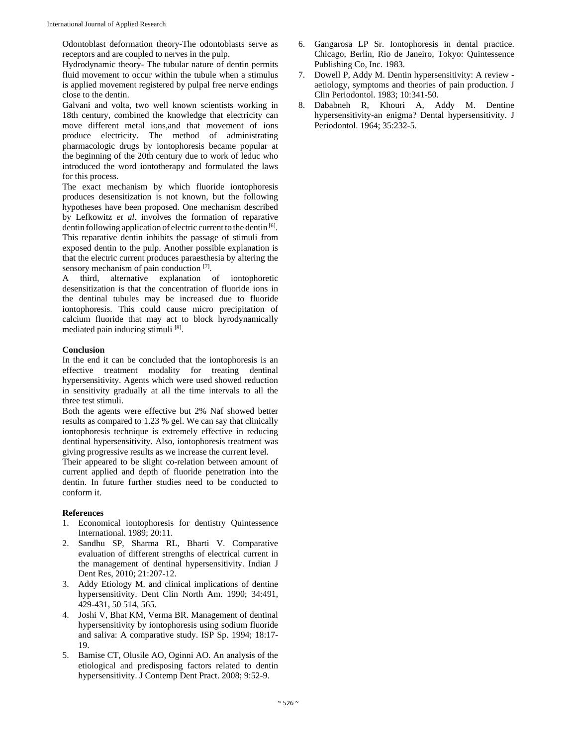Odontoblast deformation theory-The odontoblasts serve as receptors and are coupled to nerves in the pulp.

Hydrodynamic theory- The tubular nature of dentin permits fluid movement to occur within the tubule when a stimulus is applied movement registered by pulpal free nerve endings close to the dentin.

Galvani and volta, two well known scientists working in 18th century, combined the knowledge that electricity can move different metal ions,and that movement of ions produce electricity. The method of administrating pharmacologic drugs by iontophoresis became popular at the beginning of the 20th century due to work of leduc who introduced the word iontotherapy and formulated the laws for this process.

The exact mechanism by which fluoride iontophoresis produces desensitization is not known, but the following hypotheses have been proposed. One mechanism described by Lefkowitz *et al*. involves the formation of reparative dentin following application of electric current to the dentin [6]. This reparative dentin inhibits the passage of stimuli from exposed dentin to the pulp. Another possible explanation is that the electric current produces paraesthesia by altering the sensory mechanism of pain conduction [7].

A third, alternative explanation of iontophoretic desensitization is that the concentration of fluoride ions in the dentinal tubules may be increased due to fluoride iontophoresis. This could cause micro precipitation of calcium fluoride that may act to block hyrodynamically mediated pain inducing stimuli [8].

**Conclusion**

In the end it can be concluded that the iontophoresis is an effective treatment modality for treating dentinal hypersensitivity. Agents which were used showed reduction in sensitivity gradually at all the time intervals to all the three test stimuli.

Both the agents were effective but 2% Naf showed better results as compared to 1.23 % gel. We can say that clinically iontophoresis technique is extremely effective in reducing dentinal hypersensitivity. Also, iontophoresis treatment was giving progressive results as we increase the current level.

Their appeared to be slight co-relation between amount of current applied and depth of fluoride penetration into the dentin. In future further studies need to be conducted to conform it.

**References**

1. Economical iontophoresis for dentistry Quintessence International. 1989; 20:11.
2. Sandhu SP, Sharma RL, Bharti V. Comparative evaluation of different strengths of electrical current in the management of dentinal hypersensitivity. Indian J Dent Res, 2010; 21:207-12.
3. Addy Etiology M. and clinical implications of dentine hypersensitivity. Dent Clin North Am. 1990; 34:491, 429-431, 50 514, 565.
4. Joshi V, Bhat KM, Verma BR. Management of dentinal hypersensitivity by iontophoresis using sodium fluoride and saliva: A comparative study. ISP Sp. 1994; 18:17-19.
5. Bamise CT, Olusile AO, Oginni AO. An analysis of the etiological and predisposing factors related to dentin hypersensitivity. J Contemp Dent Pract. 2008; 9:52-9.
6. Gangarosa LP Sr. Iontophoresis in dental practice. Chicago, Berlin, Rio de Janeiro, Tokyo: Quintessence Publishing Co, Inc. 1983.
7. Dowell P, Addy M. Dentin hypersensitivity: A review - aetiology, symptoms and theories of pain production. J Clin Periodontol. 1983; 10:341-50.
8. Dababneh R, Khouri A, Addy M. Dentine hypersensitivity-an enigma? Dental hypersensitivity. J Periodontol. 1964; 35:232-5.